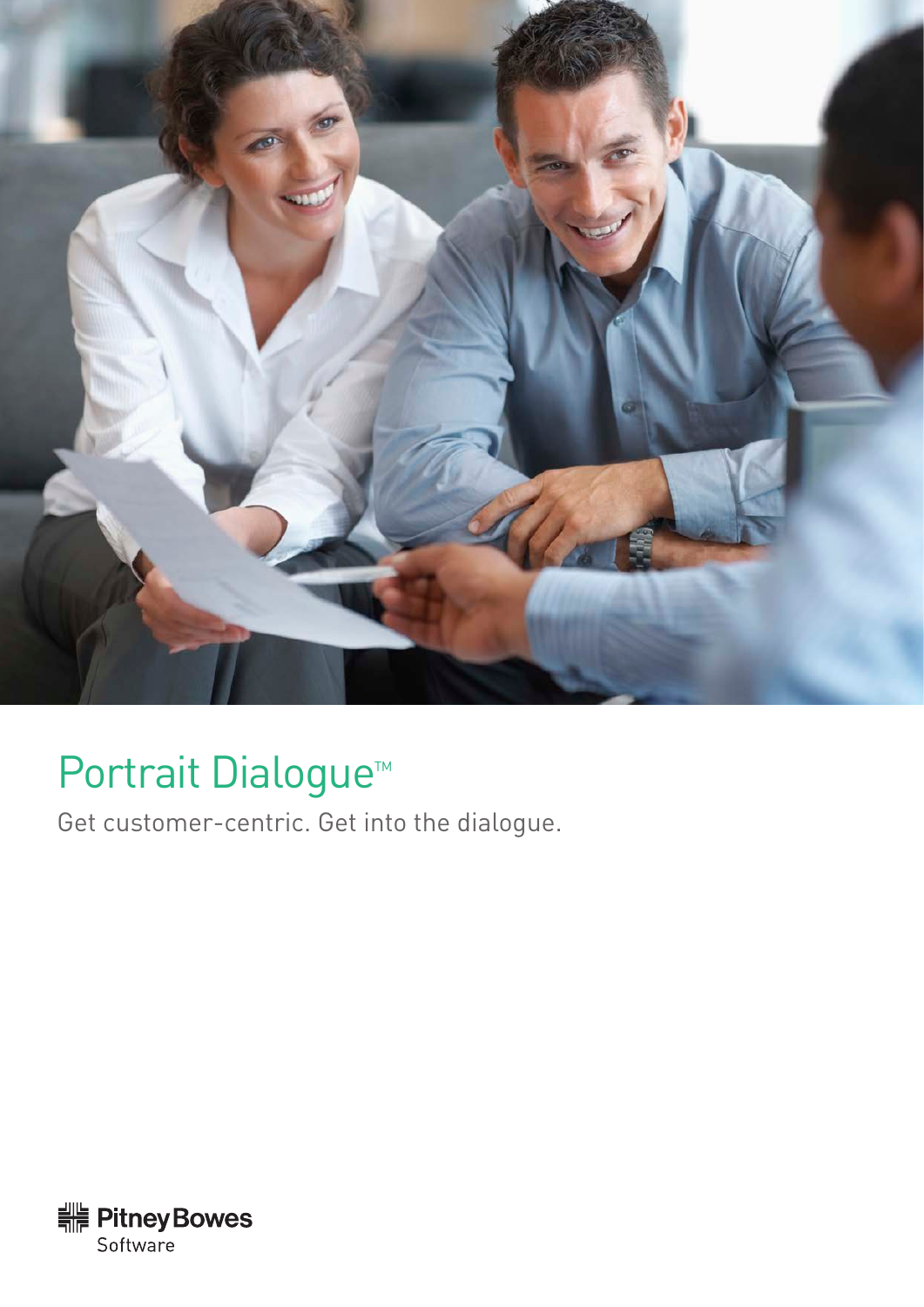# Portrait Dialogue™

Get customer-centric. Get into the dialogue.

Pitney Bowes Software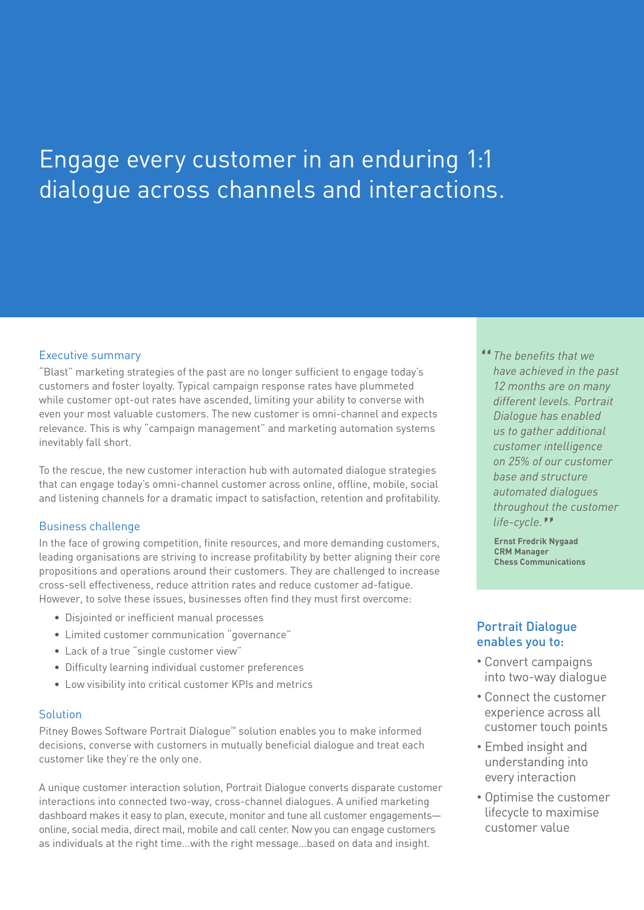# Engage every customer in an enduring 1:1 dialogue across channels and interactions.

## Executive summary

"Blast" marketing strategies of the past are no longer sufficient to engage today's customers and foster loyalty. Typical campaign response rates have plummeted while customer opt-out rates have ascended, limiting your ability to converse with even your most valuable customers. The new customer is omni-channel and expects relevance. This is why "campaign management" and marketing automation systems inevitably fall short.

To the rescue, the new customer interaction hub with automated dialogue strategies that can engage today's omni-channel customer across online, offline, mobile, social and listening channels for a dramatic impact to satisfaction, retention and profitability.

## Business challenge

In the face of growing competition, finite resources, and more demanding customers, leading organisations are striving to increase profitability by better aligning their core propositions and operations around their customers. They are challenged to increase cross-sell effectiveness, reduce attrition rates and reduce customer ad-fatigue. However, to solve these issues, businesses often find they must first overcome:

- Disjointed or inefficient manual processes
- Limited customer communication "governance"
- Lack of a true "single customer view"
- Difficulty learning individual customer preferences
- Low visibility into critical customer KPIs and metrics

## Solution

Pitney Bowes Software Portrait Dialogue™ solution enables you to make informed decisions, converse with customers in mutually beneficial dialogue and treat each customer like they're the only one.

A unique customer interaction solution, Portrait Dialogue converts disparate customer interactions into connected two-way, cross-channel dialogues. A unified marketing dashboard makes it easy to plan, execute, monitor and tune all customer engagements—online, social media, direct mail, mobile and call center. Now you can engage customers as individuals at the right time...with the right message...based on data and insight.

> *"The benefits that we have achieved in the past 12 months are on many different levels. Portrait Dialogue has enabled us to gather additional customer intelligence on 25% of our customer base and structure automated dialogues throughout the customer life-cycle."*
>
> **Ernst Fredrik Nygaad**
> **CRM Manager**
> **Chess Communications**

## Portrait Dialogue enables you to:

- Convert campaigns into two-way dialogue
- Connect the customer experience across all customer touch points
- Embed insight and understanding into every interaction
- Optimise the customer lifecycle to maximise customer value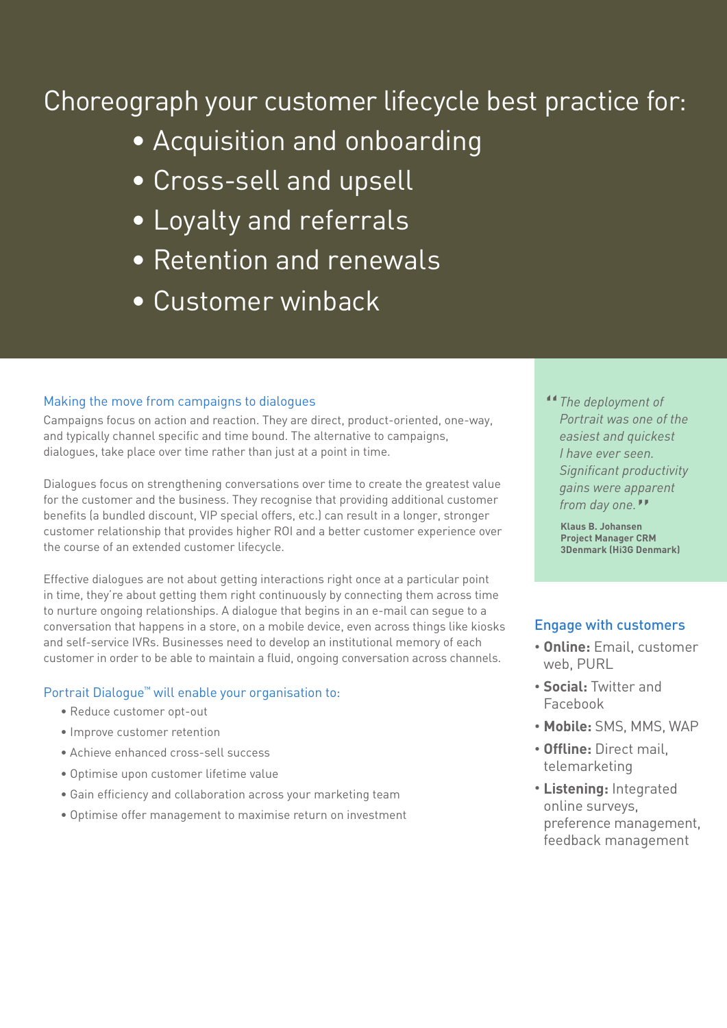# Choreograph your customer lifecycle best practice for:

- Acquisition and onboarding
- Cross-sell and upsell
- Loyalty and referrals
- Retention and renewals
- Customer winback

## Making the move from campaigns to dialogues

Campaigns focus on action and reaction. They are direct, product-oriented, one-way, and typically channel specific and time bound. The alternative to campaigns, dialogues, take place over time rather than just at a point in time.

Dialogues focus on strengthening conversations over time to create the greatest value for the customer and the business. They recognise that providing additional customer benefits (a bundled discount, VIP special offers, etc.) can result in a longer, stronger customer relationship that provides higher ROI and a better customer experience over the course of an extended customer lifecycle.

Effective dialogues are not about getting interactions right once at a particular point in time, they're about getting them right continuously by connecting them across time to nurture ongoing relationships. A dialogue that begins in an e-mail can segue to a conversation that happens in a store, on a mobile device, even across things like kiosks and self-service IVRs. Businesses need to develop an institutional memory of each customer in order to be able to maintain a fluid, ongoing conversation across channels.

## Portrait Dialogue™ will enable your organisation to:

- Reduce customer opt-out
- Improve customer retention
- Achieve enhanced cross-sell success
- Optimise upon customer lifetime value
- Gain efficiency and collaboration across your marketing team
- Optimise offer management to maximise return on investment

> *"The deployment of Portrait was one of the easiest and quickest I have ever seen. Significant productivity gains were apparent from day one."*
>
> **Klaus B. Johansen**
> **Project Manager CRM**
> **3Denmark (Hi3G Denmark)**

## Engage with customers

- **Online:** Email, customer web, PURL
- **Social:** Twitter and Facebook
- **Mobile:** SMS, MMS, WAP
- **Offline:** Direct mail, telemarketing
- **Listening:** Integrated online surveys, preference management, feedback management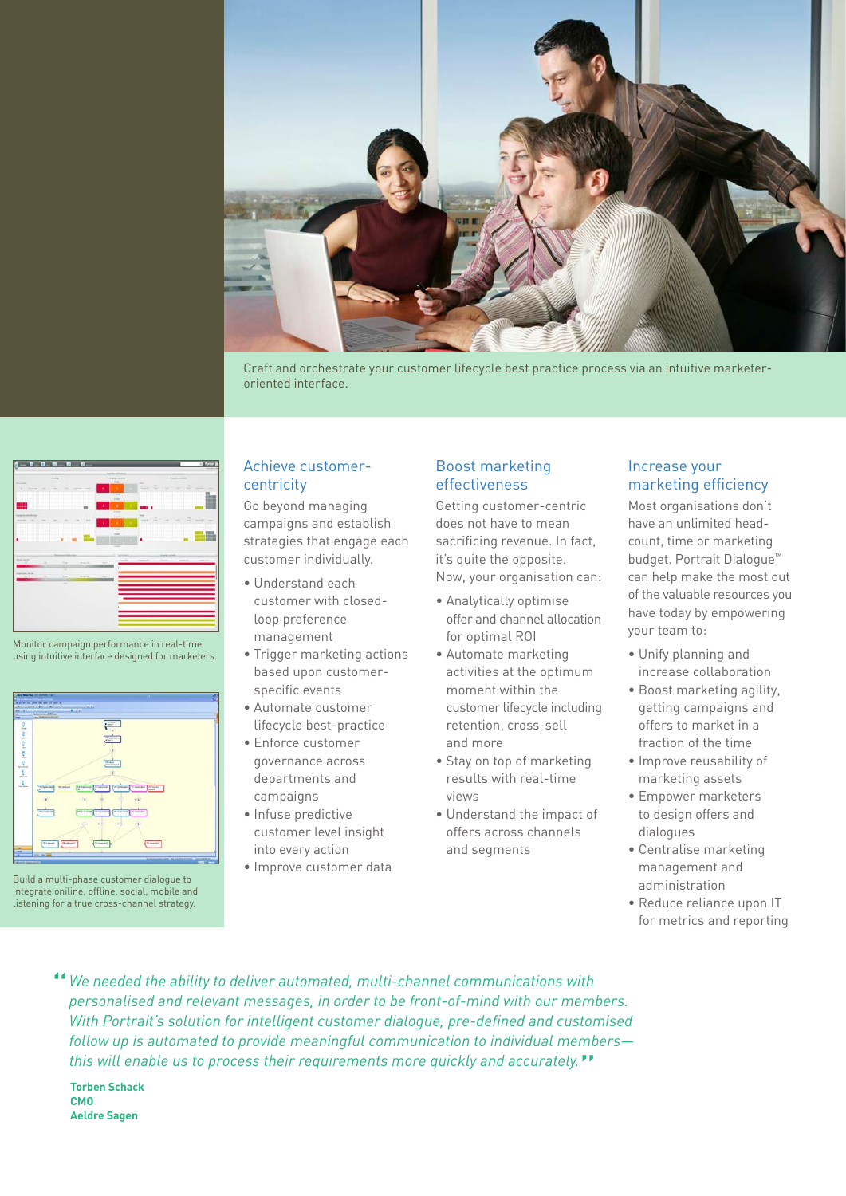Craft and orchestrate your customer lifecycle best practice process via an intuitive marketer-oriented interface.

Monitor campaign performance in real-time using intuitive interface designed for marketers.

Build a multi-phase customer dialogue to integrate oniline, offline, social, mobile and listening for a true cross-channel strategy.

## Achieve customer-centricity

Go beyond managing campaigns and establish strategies that engage each customer individually.

- Understand each customer with closed-loop preference management
- Trigger marketing actions based upon customer-specific events
- Automate customer lifecycle best-practice
- Enforce customer governance across departments and campaigns
- Infuse predictive customer level insight into every action
- Improve customer data

## Boost marketing effectiveness

Getting customer-centric does not have to mean sacrificing revenue. In fact, it's quite the opposite. Now, your organisation can:

- Analytically optimise offer and channel allocation for optimal ROI
- Automate marketing activities at the optimum moment within the customer lifecycle including retention, cross-sell and more
- Stay on top of marketing results with real-time views
- Understand the impact of offers across channels and segments

## Increase your marketing efficiency

Most organisations don't have an unlimited head-count, time or marketing budget. Portrait Dialogue™ can help make the most out of the valuable resources you have today by empowering your team to:

- Unify planning and increase collaboration
- Boost marketing agility, getting campaigns and offers to market in a fraction of the time
- Improve reusability of marketing assets
- Empower marketeers to design offers and dialogues
- Centralise marketing management and administration
- Reduce reliance upon IT for metrics and reporting

*"We needed the ability to deliver automated, multi-channel communications with personalised and relevant messages, in order to be front-of-mind with our members. With Portrait's solution for intelligent customer dialogue, pre-defined and customised follow up is automated to provide meaningful communication to individual members—this will enable us to process their requirements more quickly and accurately."*

**Torben Schack**
**CMO**
**Aeldre Sagen**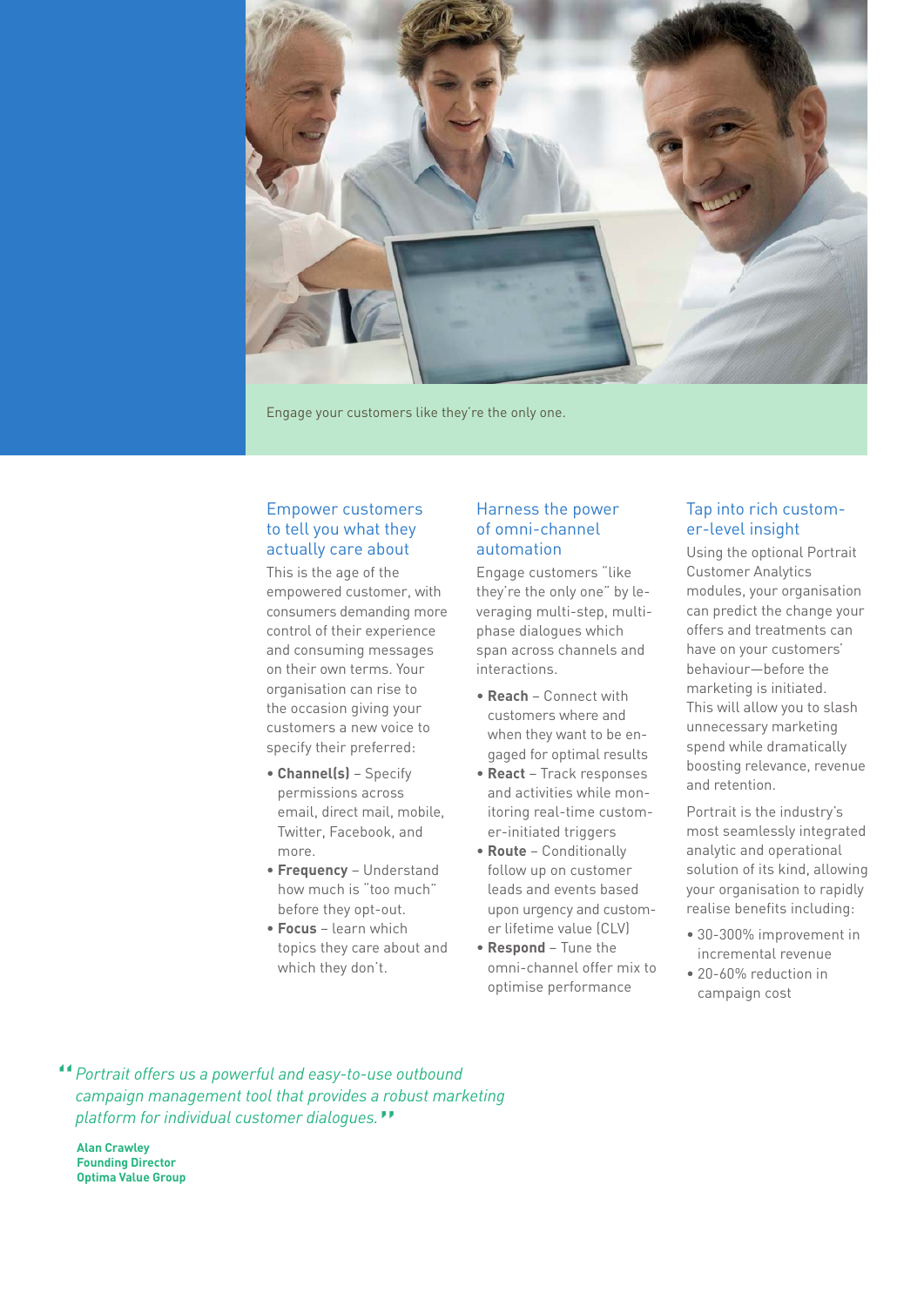Engage your customers like they're the only one.

## Empower customers to tell you what they actually care about

This is the age of the empowered customer, with consumers demanding more control of their experience and consuming messages on their own terms. Your organisation can rise to the occasion giving your customers a new voice to specify their preferred:

- **Channel(s)** – Specify permissions across email, direct mail, mobile, Twitter, Facebook, and more.
- **Frequency** – Understand how much is "too much" before they opt-out.
- **Focus** – learn which topics they care about and which they don't.

## Harness the power of omni-channel automation

Engage customers "like they're the only one" by leveraging multi-step, multi-phase dialogues which span across channels and interactions.

- **Reach** – Connect with customers where and when they want to be engaged for optimal results
- **React** – Track responses and activities while monitoring real-time customer-initiated triggers
- **Route** – Conditionally follow up on customer leads and events based upon urgency and customer lifetime value (CLV)
- **Respond** – Tune the omni-channel offer mix to optimise performance

## Tap into rich customer-level insight

Using the optional Portrait Customer Analytics modules, your organisation can predict the change your offers and treatments can have on your customers' behaviour—before the marketing is initiated. This will allow you to slash unnecessary marketing spend while dramatically boosting relevance, revenue and retention.

Portrait is the industry's most seamlessly integrated analytic and operational solution of its kind, allowing your organisation to rapidly realise benefits including:

- 30-300% improvement in incremental revenue
- 20-60% reduction in campaign cost

> *"Portrait offers us a powerful and easy-to-use outbound campaign management tool that provides a robust marketing platform for individual customer dialogues."*
>
> **Alan Crawley**
> **Founding Director**
> **Optima Value Group**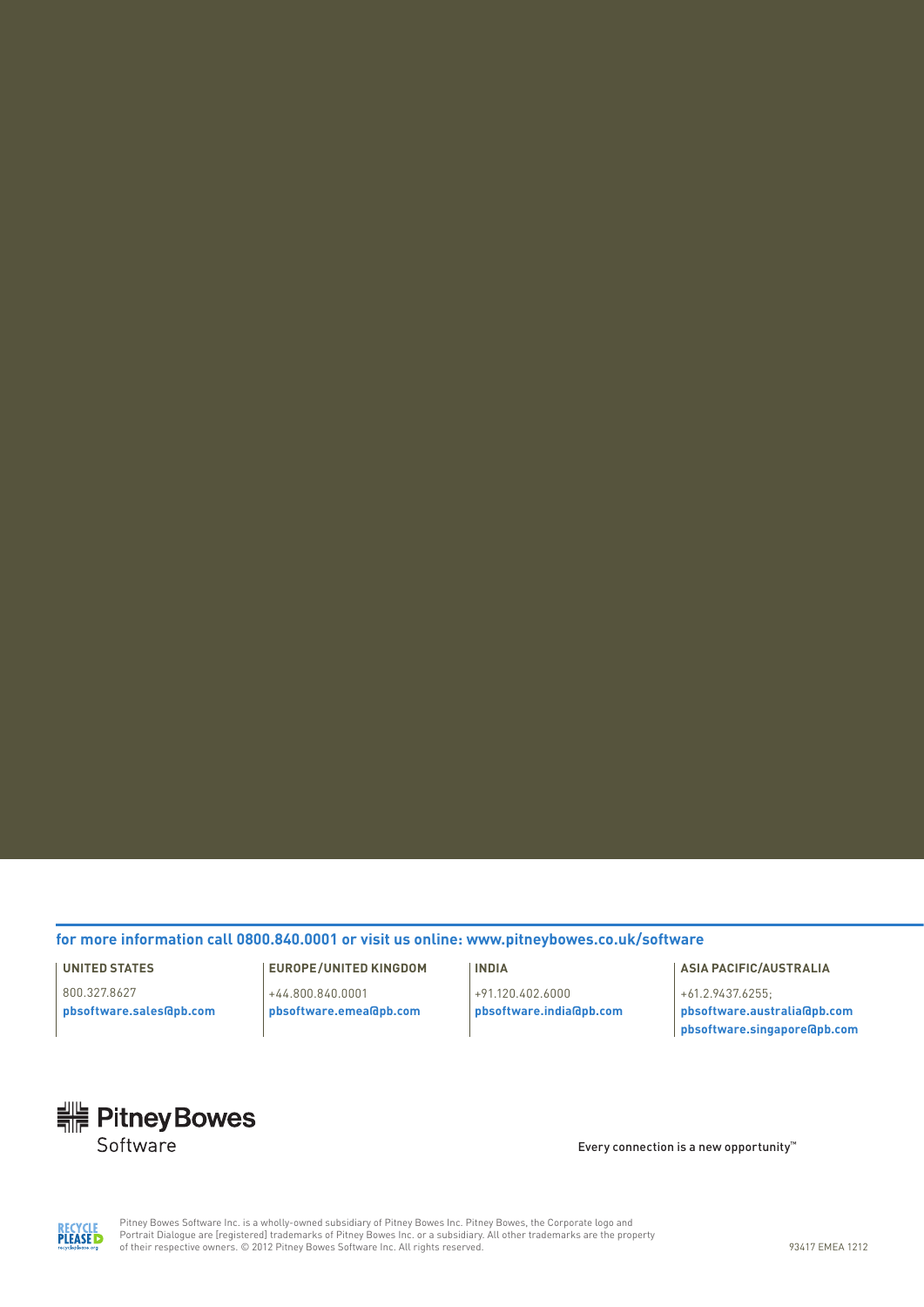**for more information call 0800.840.0001 or visit us online: www.pitneybowes.co.uk/software**

**UNITED STATES**

800.327.8627

**pbsoftware.sales@pb.com**

**EUROPE/UNITED KINGDOM**

+44.800.840.0001

**pbsoftware.emea@pb.com**

**INDIA**

+91.120.402.6000

**pbsoftware.india@pb.com**

**ASIA PACIFIC/AUSTRALIA**

+61.2.9437.6255;

**pbsoftware.australia@pb.com**

**pbsoftware.singapore@pb.com**

Pitney Bowes Software

Every connection is a new opportunity™

Pitney Bowes Software Inc. is a wholly-owned subsidiary of Pitney Bowes Inc. Pitney Bowes, the Corporate logo and Portrait Dialogue are [registered] trademarks of Pitney Bowes Inc. or a subsidiary. All other trademarks are the property of their respective owners. © 2012 Pitney Bowes Software Inc. All rights reserved.

93417 EMEA 1212